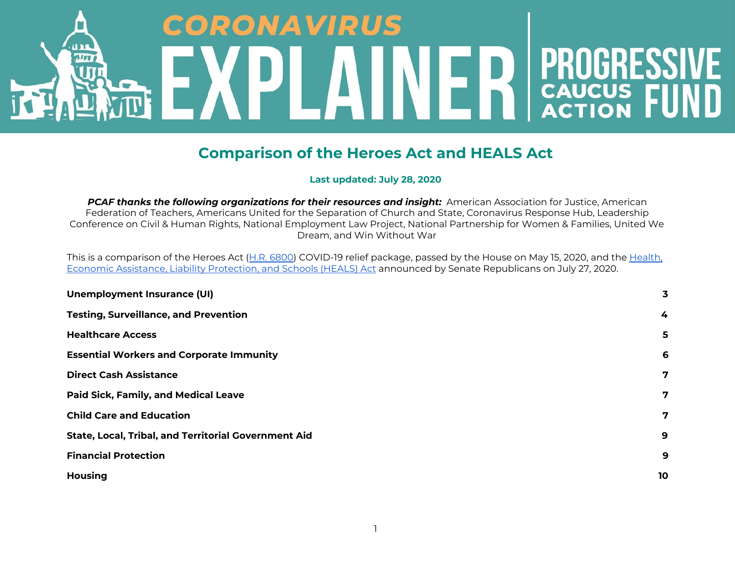# CORONAVIRUS EXPLAINER | PROGRESSIVE CAUCUS ACTION FUND

## Comparison of the Heroes Act and HEALS Act

**Last updated: July 28, 2020**

***PCAF thanks the following organizations for their resources and insight:*** American Association for Justice, American Federation of Teachers, Americans United for the Separation of Church and State, Coronavirus Response Hub, Leadership Conference on Civil & Human Rights, National Employment Law Project, National Partnership for Women & Families, United We Dream, and Win Without War

This is a comparison of the Heroes Act (H.R. 6800) COVID-19 relief package, passed by the House on May 15, 2020, and the Health, Economic Assistance, Liability Protection, and Schools (HEALS) Act announced by Senate Republicans on July 27, 2020.

| | |
|---|---|
| **Unemployment Insurance (UI)** | **3** |
| **Testing, Surveillance, and Prevention** | **4** |
| **Healthcare Access** | **5** |
| **Essential Workers and Corporate Immunity** | **6** |
| **Direct Cash Assistance** | **7** |
| **Paid Sick, Family, and Medical Leave** | **7** |
| **Child Care and Education** | **7** |
| **State, Local, Tribal, and Territorial Government Aid** | **9** |
| **Financial Protection** | **9** |
| **Housing** | **10** |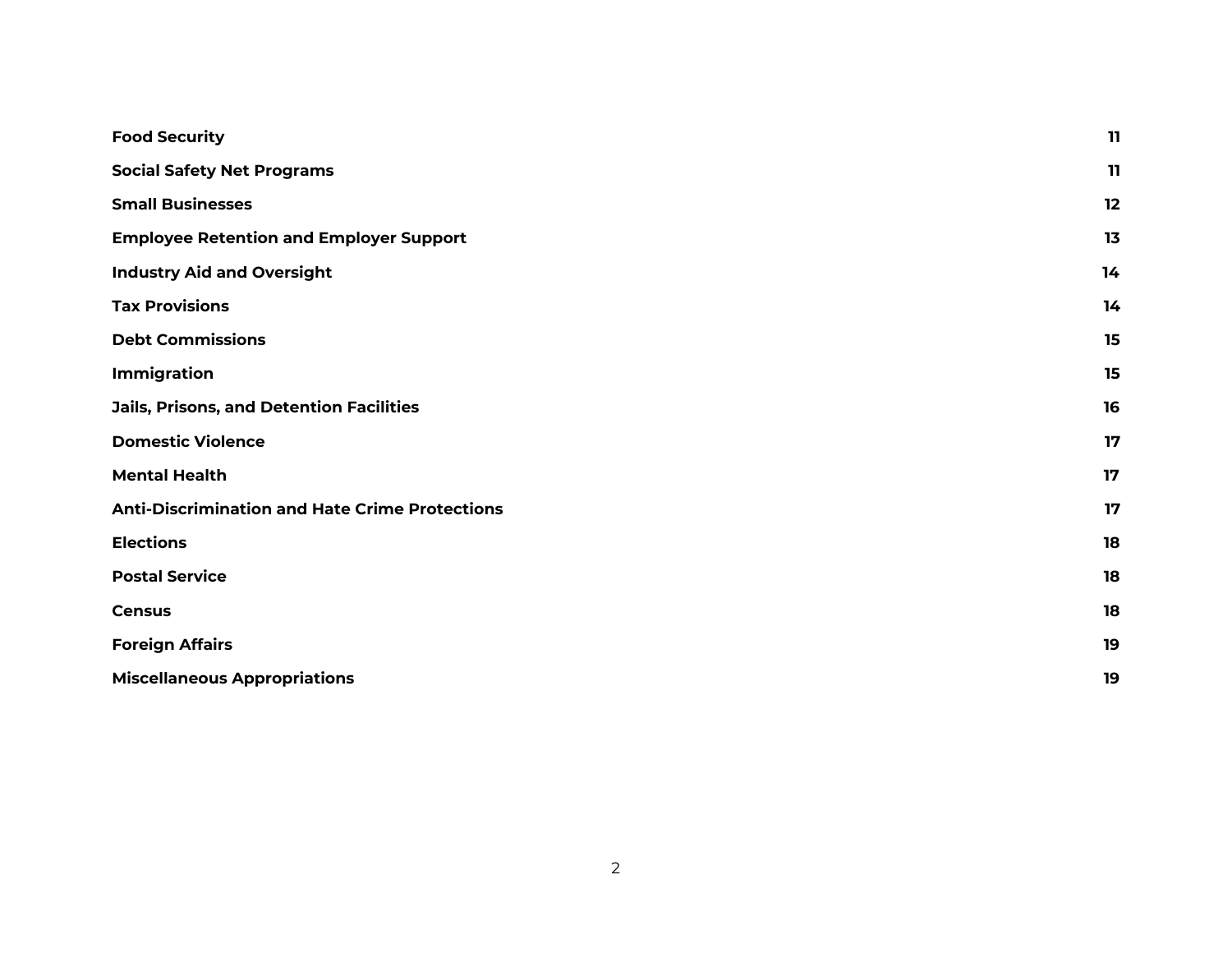| | |
|---|---|
| **Food Security** | **11** |
| **Social Safety Net Programs** | **11** |
| **Small Businesses** | **12** |
| **Employee Retention and Employer Support** | **13** |
| **Industry Aid and Oversight** | **14** |
| **Tax Provisions** | **14** |
| **Debt Commissions** | **15** |
| **Immigration** | **15** |
| **Jails, Prisons, and Detention Facilities** | **16** |
| **Domestic Violence** | **17** |
| **Mental Health** | **17** |
| **Anti-Discrimination and Hate Crime Protections** | **17** |
| **Elections** | **18** |
| **Postal Service** | **18** |
| **Census** | **18** |
| **Foreign Affairs** | **19** |
| **Miscellaneous Appropriations** | **19** |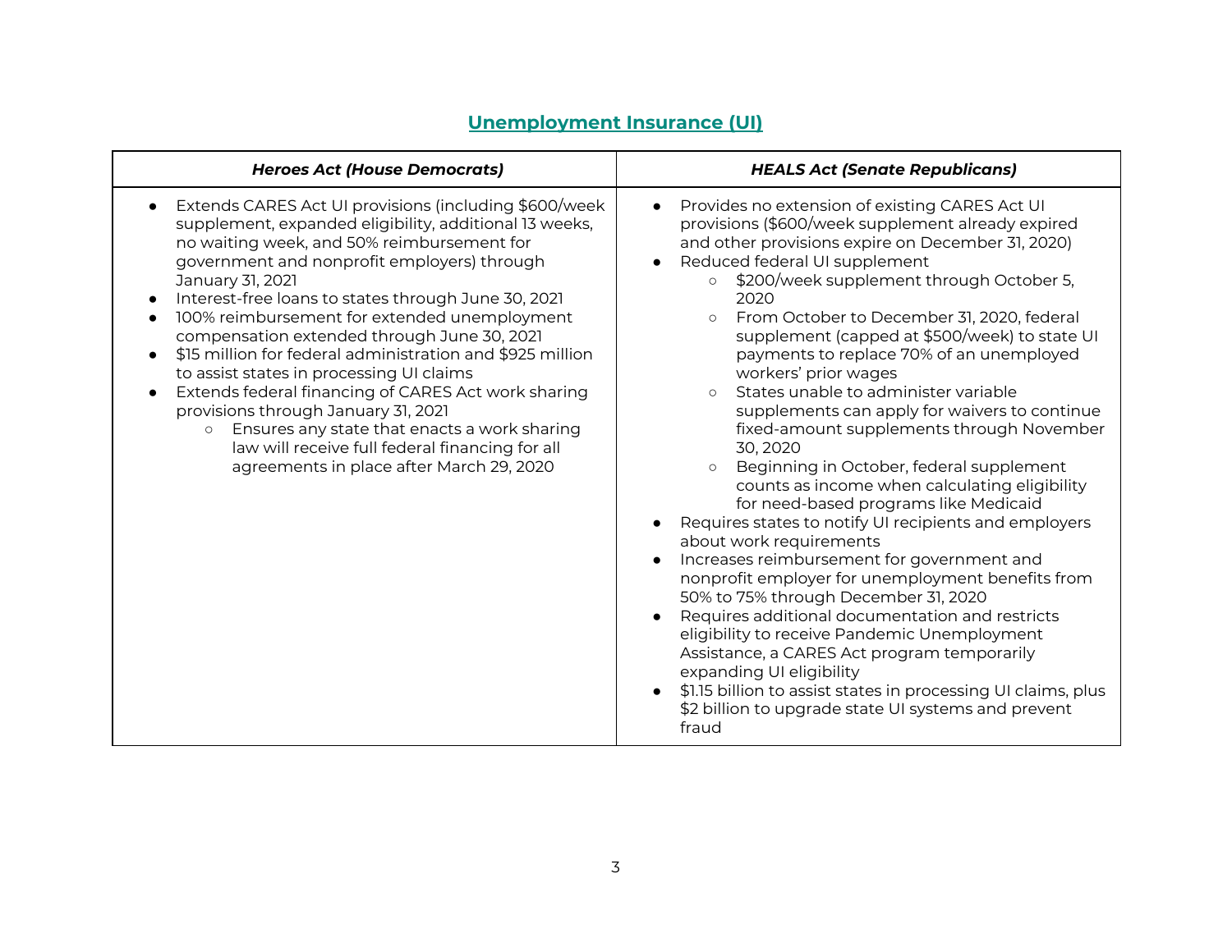## Unemployment Insurance (UI)

| *Heroes Act (House Democrats)* | *HEALS Act (Senate Republicans)* |
| --- | --- |
| • Extends CARES Act UI provisions (including $600/week supplement, expanded eligibility, additional 13 weeks, no waiting week, and 50% reimbursement for government and nonprofit employers) through January 31, 2021<br>• Interest-free loans to states through June 30, 2021<br>• 100% reimbursement for extended unemployment compensation extended through June 30, 2021<br>• $15 million for federal administration and $925 million to assist states in processing UI claims<br>• Extends federal financing of CARES Act work sharing provisions through January 31, 2021<br>&nbsp;&nbsp;&nbsp;&nbsp;○ Ensures any state that enacts a work sharing law will receive full federal financing for all agreements in place after March 29, 2020 | • Provides no extension of existing CARES Act UI provisions ($600/week supplement already expired and other provisions expire on December 31, 2020)<br>• Reduced federal UI supplement<br>&nbsp;&nbsp;&nbsp;&nbsp;○ $200/week supplement through October 5, 2020<br>&nbsp;&nbsp;&nbsp;&nbsp;○ From October to December 31, 2020, federal supplement (capped at $500/week) to state UI payments to replace 70% of an unemployed workers' prior wages<br>&nbsp;&nbsp;&nbsp;&nbsp;○ States unable to administer variable supplements can apply for waivers to continue fixed-amount supplements through November 30, 2020<br>&nbsp;&nbsp;&nbsp;&nbsp;○ Beginning in October, federal supplement counts as income when calculating eligibility for need-based programs like Medicaid<br>• Requires states to notify UI recipients and employers about work requirements<br>• Increases reimbursement for government and nonprofit employer for unemployment benefits from 50% to 75% through December 31, 2020<br>• Requires additional documentation and restricts eligibility to receive Pandemic Unemployment Assistance, a CARES Act program temporarily expanding UI eligibility<br>• $1.15 billion to assist states in processing UI claims, plus $2 billion to upgrade state UI systems and prevent fraud |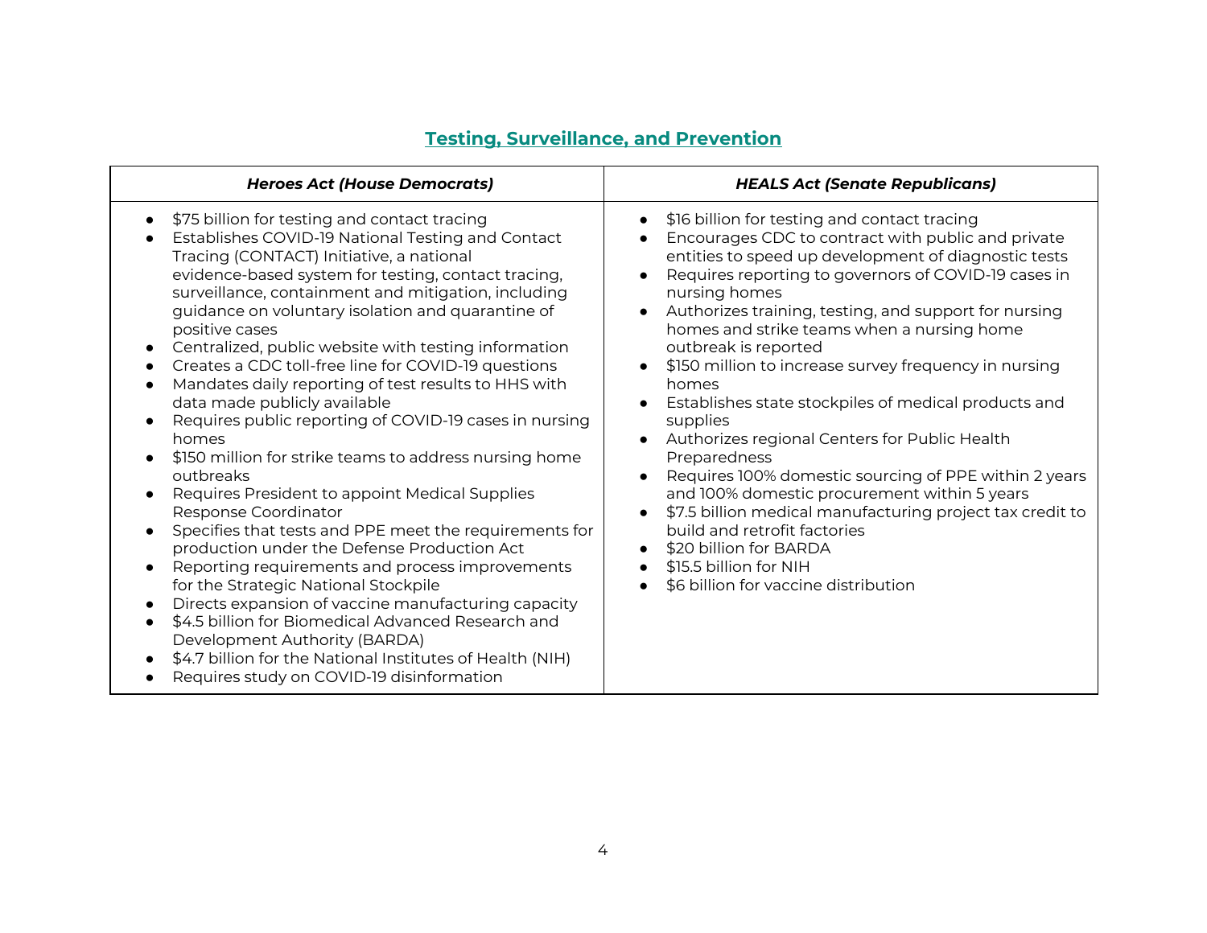## Testing, Surveillance, and Prevention

| *Heroes Act (House Democrats)* | *HEALS Act (Senate Republicans)* |
|---|---|
| • $75 billion for testing and contact tracing<br>• Establishes COVID-19 National Testing and Contact Tracing (CONTACT) Initiative, a national evidence-based system for testing, contact tracing, surveillance, containment and mitigation, including guidance on voluntary isolation and quarantine of positive cases<br>• Centralized, public website with testing information<br>• Creates a CDC toll-free line for COVID-19 questions<br>• Mandates daily reporting of test results to HHS with data made publicly available<br>• Requires public reporting of COVID-19 cases in nursing homes<br>• $150 million for strike teams to address nursing home outbreaks<br>• Requires President to appoint Medical Supplies Response Coordinator<br>• Specifies that tests and PPE meet the requirements for production under the Defense Production Act<br>• Reporting requirements and process improvements for the Strategic National Stockpile<br>• Directs expansion of vaccine manufacturing capacity<br>• $4.5 billion for Biomedical Advanced Research and Development Authority (BARDA)<br>• $4.7 billion for the National Institutes of Health (NIH)<br>• Requires study on COVID-19 disinformation | • $16 billion for testing and contact tracing<br>• Encourages CDC to contract with public and private entities to speed up development of diagnostic tests<br>• Requires reporting to governors of COVID-19 cases in nursing homes<br>• Authorizes training, testing, and support for nursing homes and strike teams when a nursing home outbreak is reported<br>• $150 million to increase survey frequency in nursing homes<br>• Establishes state stockpiles of medical products and supplies<br>• Authorizes regional Centers for Public Health Preparedness<br>• Requires 100% domestic sourcing of PPE within 2 years and 100% domestic procurement within 5 years<br>• $7.5 billion medical manufacturing project tax credit to build and retrofit factories<br>• $20 billion for BARDA<br>• $15.5 billion for NIH<br>• $6 billion for vaccine distribution |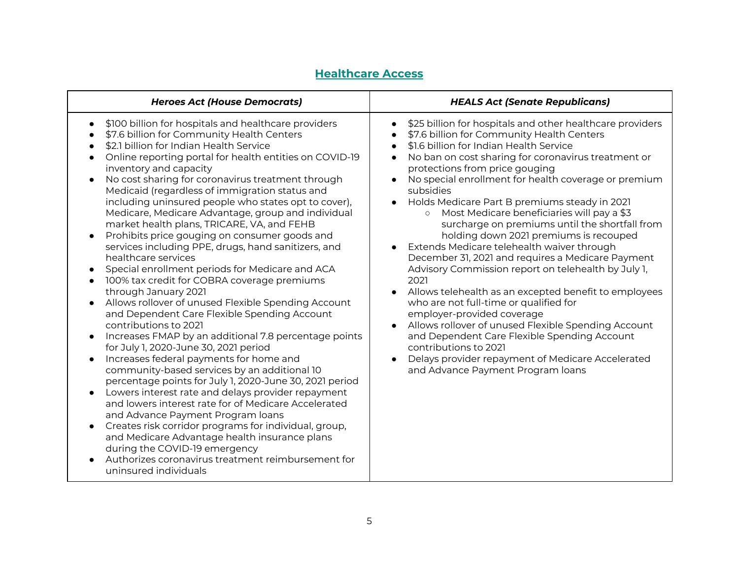## Healthcare Access

| ***Heroes Act (House Democrats)*** | ***HEALS Act (Senate Republicans)*** |
|---|---|
| • $100 billion for hospitals and healthcare providers<br>• $7.6 billion for Community Health Centers<br>• $2.1 billion for Indian Health Service<br>• Online reporting portal for health entities on COVID-19 inventory and capacity<br>• No cost sharing for coronavirus treatment through Medicaid (regardless of immigration status and including uninsured people who states opt to cover), Medicare, Medicare Advantage, group and individual market health plans, TRICARE, VA, and FEHB<br>• Prohibits price gouging on consumer goods and services including PPE, drugs, hand sanitizers, and healthcare services<br>• Special enrollment periods for Medicare and ACA<br>• 100% tax credit for COBRA coverage premiums through January 2021<br>• Allows rollover of unused Flexible Spending Account and Dependent Care Flexible Spending Account contributions to 2021<br>• Increases FMAP by an additional 7.8 percentage points for July 1, 2020-June 30, 2021 period<br>• Increases federal payments for home and community-based services by an additional 10 percentage points for July 1, 2020-June 30, 2021 period<br>• Lowers interest rate and delays provider repayment and lowers interest rate for of Medicare Accelerated and Advance Payment Program loans<br>• Creates risk corridor programs for individual, group, and Medicare Advantage health insurance plans during the COVID-19 emergency<br>• Authorizes coronavirus treatment reimbursement for uninsured individuals | • $25 billion for hospitals and other healthcare providers<br>• $7.6 billion for Community Health Centers<br>• $1.6 billion for Indian Health Service<br>• No ban on cost sharing for coronavirus treatment or protections from price gouging<br>• No special enrollment for health coverage or premium subsidies<br>• Holds Medicare Part B premiums steady in 2021<br>&nbsp;&nbsp;&nbsp;&nbsp;○ Most Medicare beneficiaries will pay a $3 surcharge on premiums until the shortfall from holding down 2021 premiums is recouped<br>• Extends Medicare telehealth waiver through December 31, 2021 and requires a Medicare Payment Advisory Commission report on telehealth by July 1, 2021<br>• Allows telehealth as an excepted benefit to employees who are not full-time or qualified for employer-provided coverage<br>• Allows rollover of unused Flexible Spending Account and Dependent Care Flexible Spending Account contributions to 2021<br>• Delays provider repayment of Medicare Accelerated and Advance Payment Program loans |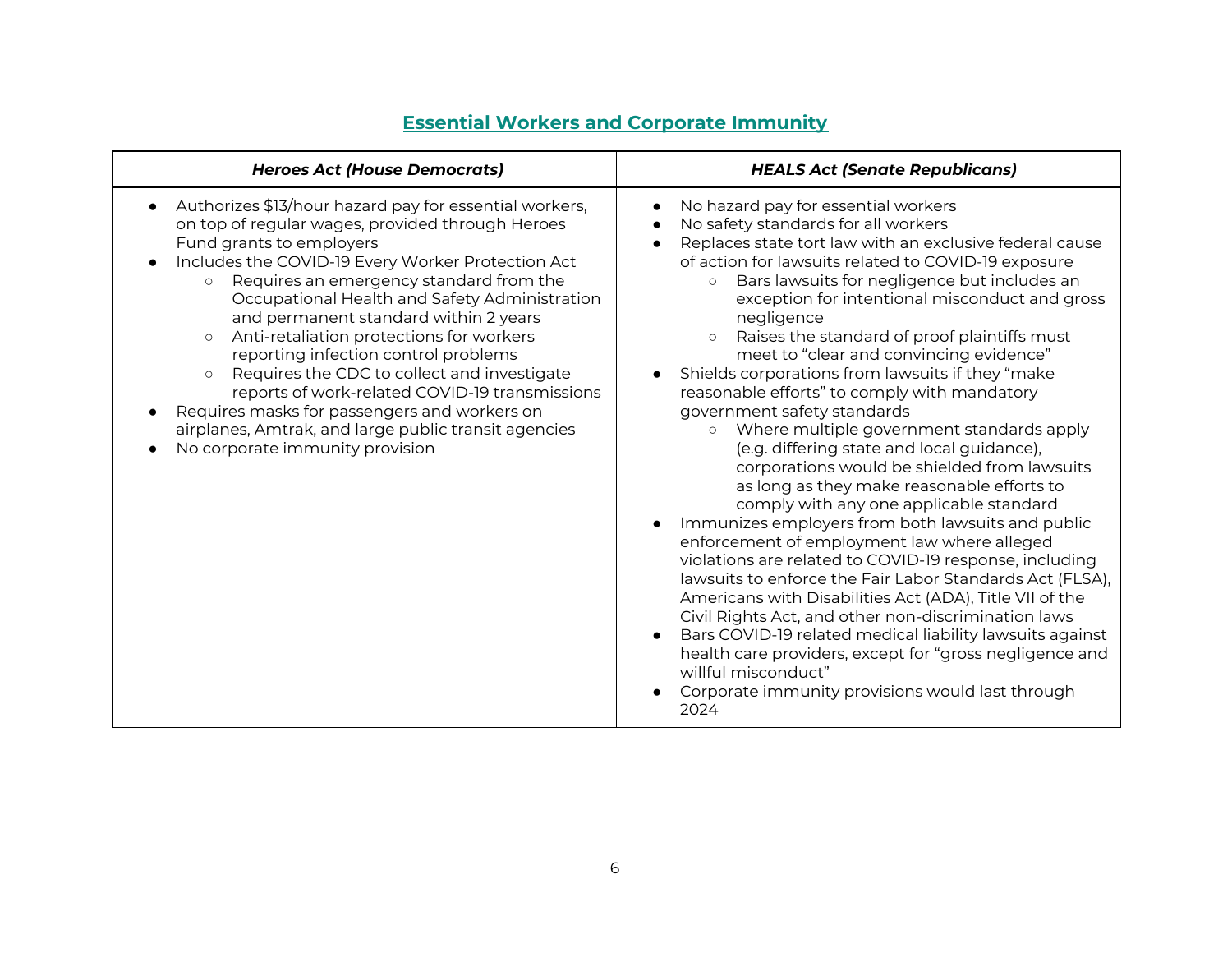## Essential Workers and Corporate Immunity

| *Heroes Act (House Democrats)* | *HEALS Act (Senate Republicans)* |
|---|---|
| • Authorizes $13/hour hazard pay for essential workers, on top of regular wages, provided through Heroes Fund grants to employers<br>• Includes the COVID-19 Every Worker Protection Act<br>&nbsp;&nbsp;&nbsp;&nbsp;○ Requires an emergency standard from the Occupational Health and Safety Administration and permanent standard within 2 years<br>&nbsp;&nbsp;&nbsp;&nbsp;○ Anti-retaliation protections for workers reporting infection control problems<br>&nbsp;&nbsp;&nbsp;&nbsp;○ Requires the CDC to collect and investigate reports of work-related COVID-19 transmissions<br>• Requires masks for passengers and workers on airplanes, Amtrak, and large public transit agencies<br>• No corporate immunity provision | • No hazard pay for essential workers<br>• No safety standards for all workers<br>• Replaces state tort law with an exclusive federal cause of action for lawsuits related to COVID-19 exposure<br>&nbsp;&nbsp;&nbsp;&nbsp;○ Bars lawsuits for negligence but includes an exception for intentional misconduct and gross negligence<br>&nbsp;&nbsp;&nbsp;&nbsp;○ Raises the standard of proof plaintiffs must meet to "clear and convincing evidence"<br>• Shields corporations from lawsuits if they "make reasonable efforts" to comply with mandatory government safety standards<br>&nbsp;&nbsp;&nbsp;&nbsp;○ Where multiple government standards apply (e.g. differing state and local guidance), corporations would be shielded from lawsuits as long as they make reasonable efforts to comply with any one applicable standard<br>• Immunizes employers from both lawsuits and public enforcement of employment law where alleged violations are related to COVID-19 response, including lawsuits to enforce the Fair Labor Standards Act (FLSA), Americans with Disabilities Act (ADA), Title VII of the Civil Rights Act, and other non-discrimination laws<br>• Bars COVID-19 related medical liability lawsuits against health care providers, except for "gross negligence and willful misconduct"<br>• Corporate immunity provisions would last through 2024 |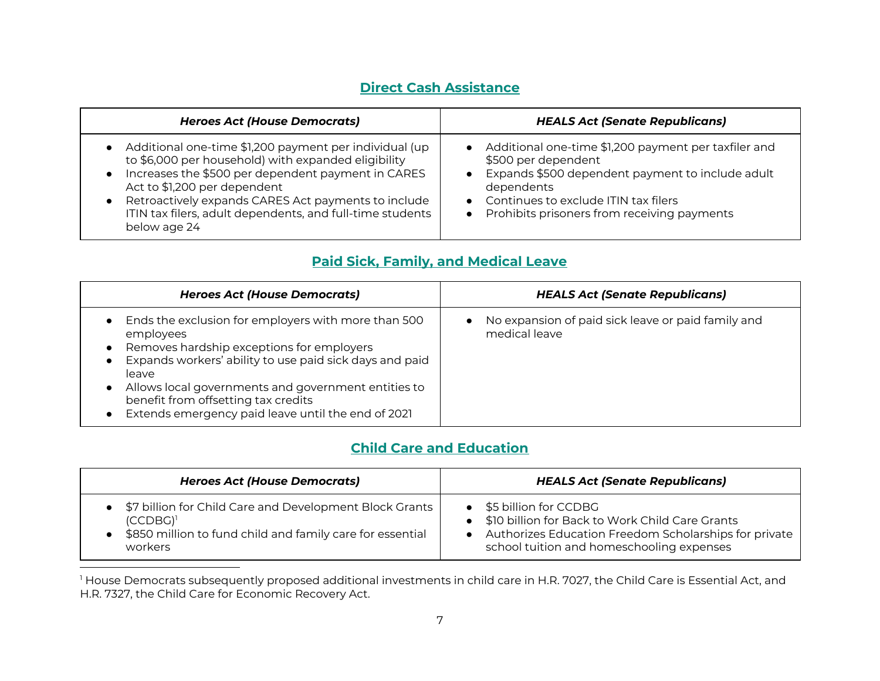## Direct Cash Assistance

| Heroes Act (House Democrats) | HEALS Act (Senate Republicans) |
|---|---|
| • Additional one-time $1,200 payment per individual (up to $6,000 per household) with expanded eligibility<br>• Increases the $500 per dependent payment in CARES Act to $1,200 per dependent<br>• Retroactively expands CARES Act payments to include ITIN tax filers, adult dependents, and full-time students below age 24 | • Additional one-time $1,200 payment per taxfiler and $500 per dependent<br>• Expands $500 dependent payment to include adult dependents<br>• Continues to exclude ITIN tax filers<br>• Prohibits prisoners from receiving payments |

## Paid Sick, Family, and Medical Leave

| Heroes Act (House Democrats) | HEALS Act (Senate Republicans) |
|---|---|
| • Ends the exclusion for employers with more than 500 employees<br>• Removes hardship exceptions for employers<br>• Expands workers' ability to use paid sick days and paid leave<br>• Allows local governments and government entities to benefit from offsetting tax credits<br>• Extends emergency paid leave until the end of 2021 | • No expansion of paid sick leave or paid family and medical leave |

## Child Care and Education

| Heroes Act (House Democrats) | HEALS Act (Senate Republicans) |
|---|---|
| • $7 billion for Child Care and Development Block Grants (CCDBG)[1]<br>• $850 million to fund child and family care for essential workers | • $5 billion for CCDBG<br>• $10 billion for Back to Work Child Care Grants<br>• Authorizes Education Freedom Scholarships for private school tuition and homeschooling expenses |

[1] House Democrats subsequently proposed additional investments in child care in H.R. 7027, the Child Care is Essential Act, and H.R. 7327, the Child Care for Economic Recovery Act.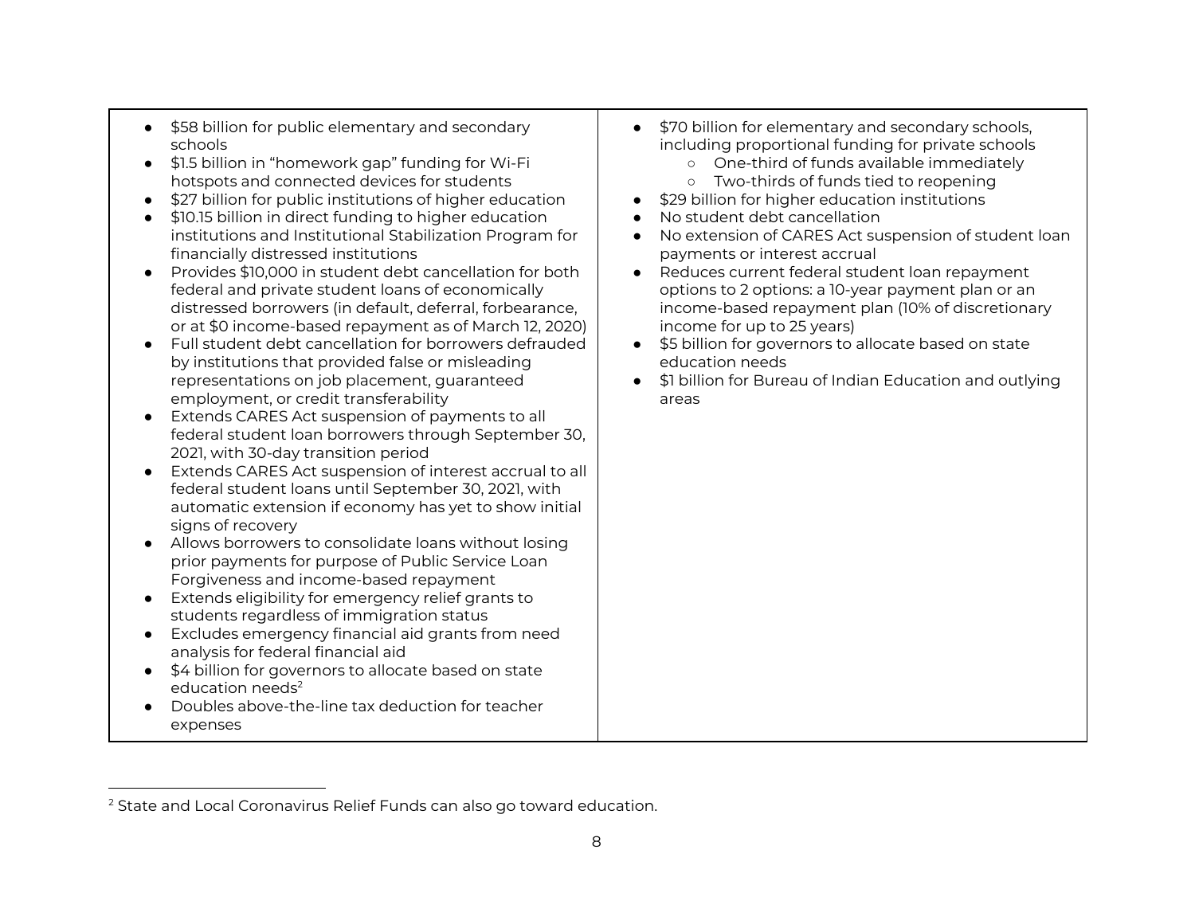| | |
|---|---|
| <ul><li>$58 billion for public elementary and secondary schools</li><li>$1.5 billion in "homework gap" funding for Wi-Fi hotspots and connected devices for students</li><li>$27 billion for public institutions of higher education</li><li>$10.15 billion in direct funding to higher education institutions and Institutional Stabilization Program for financially distressed institutions</li><li>Provides $10,000 in student debt cancellation for both federal and private student loans of economically distressed borrowers (in default, deferral, forbearance, or at $0 income-based repayment as of March 12, 2020)</li><li>Full student debt cancellation for borrowers defrauded by institutions that provided false or misleading representations on job placement, guaranteed employment, or credit transferability</li><li>Extends CARES Act suspension of payments to all federal student loan borrowers through September 30, 2021, with 30-day transition period</li><li>Extends CARES Act suspension of interest accrual to all federal student loans until September 30, 2021, with automatic extension if economy has yet to show initial signs of recovery</li><li>Allows borrowers to consolidate loans without losing prior payments for purpose of Public Service Loan Forgiveness and income-based repayment</li><li>Extends eligibility for emergency relief grants to students regardless of immigration status</li><li>Excludes emergency financial aid grants from need analysis for federal financial aid</li><li>$4 billion for governors to allocate based on state education needs[2]</li><li>Doubles above-the-line tax deduction for teacher expenses</li></ul> | <ul><li>$70 billion for elementary and secondary schools, including proportional funding for private schools<ul><li>One-third of funds available immediately</li><li>Two-thirds of funds tied to reopening</li></ul></li><li>$29 billion for higher education institutions</li><li>No student debt cancellation</li><li>No extension of CARES Act suspension of student loan payments or interest accrual</li><li>Reduces current federal student loan repayment options to 2 options: a 10-year payment plan or an income-based repayment plan (10% of discretionary income for up to 25 years)</li><li>$5 billion for governors to allocate based on state education needs</li><li>$1 billion for Bureau of Indian Education and outlying areas</li></ul> |

[2] State and Local Coronavirus Relief Funds can also go toward education.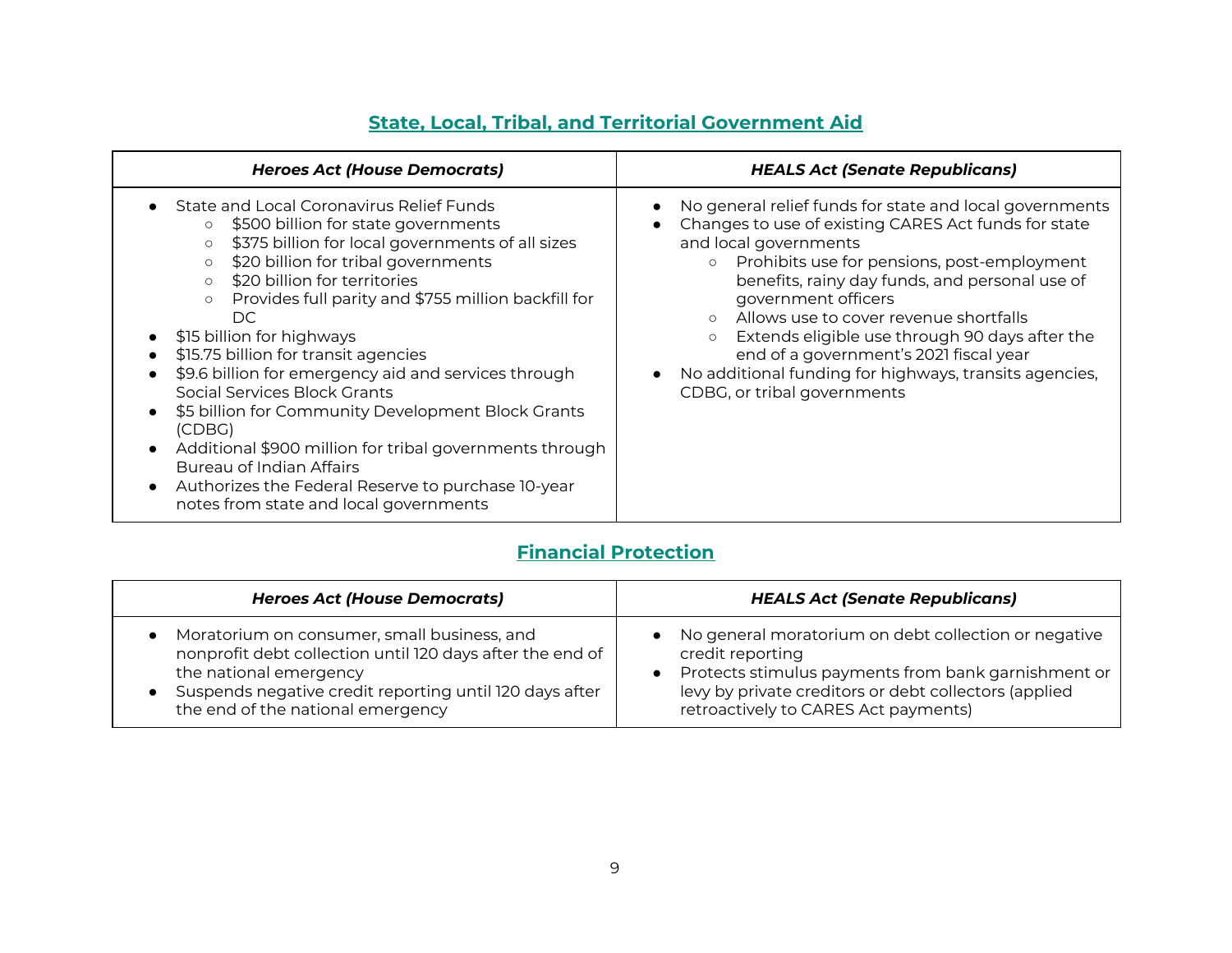## State, Local, Tribal, and Territorial Government Aid

| *Heroes Act (House Democrats)* | *HEALS Act (Senate Republicans)* |
|---|---|
| • State and Local Coronavirus Relief Funds<br>  ○ $500 billion for state governments<br>  ○ $375 billion for local governments of all sizes<br>  ○ $20 billion for tribal governments<br>  ○ $20 billion for territories<br>  ○ Provides full parity and $755 million backfill for DC<br>• $15 billion for highways<br>• $15.75 billion for transit agencies<br>• $9.6 billion for emergency aid and services through Social Services Block Grants<br>• $5 billion for Community Development Block Grants (CDBG)<br>• Additional $900 million for tribal governments through Bureau of Indian Affairs<br>• Authorizes the Federal Reserve to purchase 10-year notes from state and local governments | • No general relief funds for state and local governments<br>• Changes to use of existing CARES Act funds for state and local governments<br>  ○ Prohibits use for pensions, post-employment benefits, rainy day funds, and personal use of government officers<br>  ○ Allows use to cover revenue shortfalls<br>  ○ Extends eligible use through 90 days after the end of a government's 2021 fiscal year<br>• No additional funding for highways, transits agencies, CDBG, or tribal governments |

## Financial Protection

| *Heroes Act (House Democrats)* | *HEALS Act (Senate Republicans)* |
|---|---|
| • Moratorium on consumer, small business, and nonprofit debt collection until 120 days after the end of the national emergency<br>• Suspends negative credit reporting until 120 days after the end of the national emergency | • No general moratorium on debt collection or negative credit reporting<br>• Protects stimulus payments from bank garnishment or levy by private creditors or debt collectors (applied retroactively to CARES Act payments) |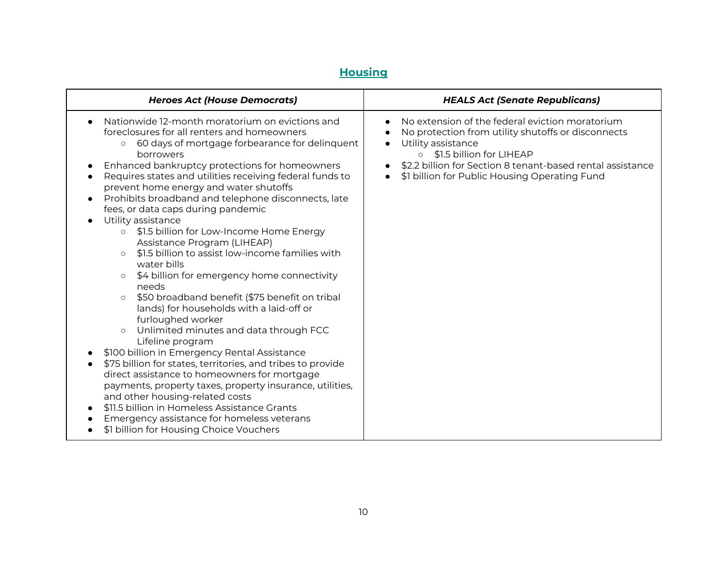## Housing

| Heroes Act (House Democrats) | HEALS Act (Senate Republicans) |
|---|---|
| • Nationwide 12-month moratorium on evictions and foreclosures for all renters and homeowners<br>&nbsp;&nbsp;&nbsp;&nbsp;○ 60 days of mortgage forbearance for delinquent borrowers<br>• Enhanced bankruptcy protections for homeowners<br>• Requires states and utilities receiving federal funds to prevent home energy and water shutoffs<br>• Prohibits broadband and telephone disconnects, late fees, or data caps during pandemic<br>• Utility assistance<br>&nbsp;&nbsp;&nbsp;&nbsp;○ $1.5 billion for Low-Income Home Energy Assistance Program (LIHEAP)<br>&nbsp;&nbsp;&nbsp;&nbsp;○ $1.5 billion to assist low-income families with water bills<br>&nbsp;&nbsp;&nbsp;&nbsp;○ $4 billion for emergency home connectivity needs<br>&nbsp;&nbsp;&nbsp;&nbsp;○ $50 broadband benefit ($75 benefit on tribal lands) for households with a laid-off or furloughed worker<br>&nbsp;&nbsp;&nbsp;&nbsp;○ Unlimited minutes and data through FCC Lifeline program<br>• $100 billion in Emergency Rental Assistance<br>• $75 billion for states, territories, and tribes to provide direct assistance to homeowners for mortgage payments, property taxes, property insurance, utilities, and other housing-related costs<br>• $11.5 billion in Homeless Assistance Grants<br>• Emergency assistance for homeless veterans<br>• $1 billion for Housing Choice Vouchers | • No extension of the federal eviction moratorium<br>• No protection from utility shutoffs or disconnects<br>• Utility assistance<br>&nbsp;&nbsp;&nbsp;&nbsp;○ $1.5 billion for LIHEAP<br>• $2.2 billion for Section 8 tenant-based rental assistance<br>• $1 billion for Public Housing Operating Fund |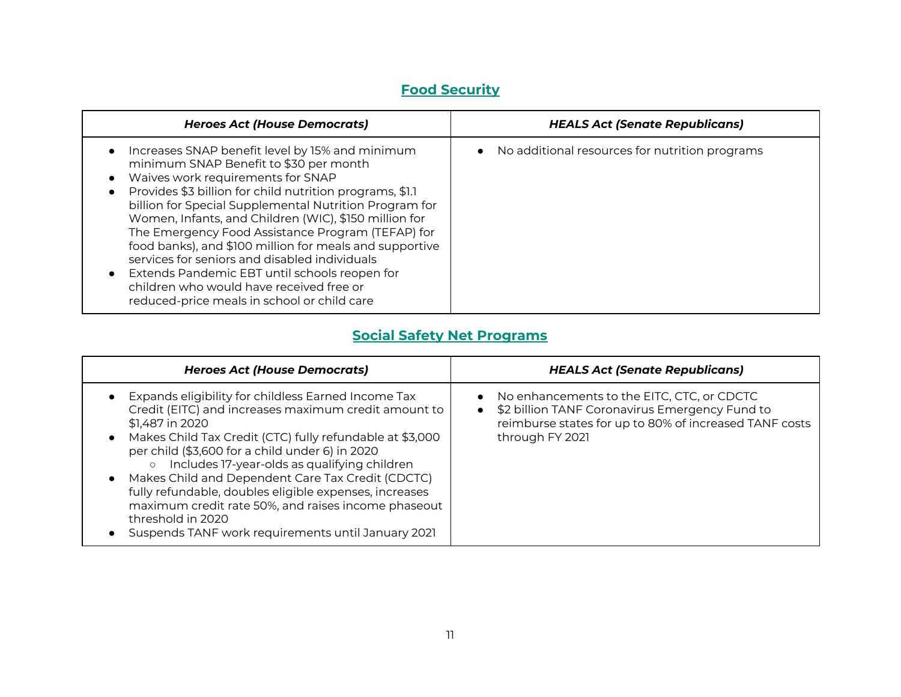## Food Security

| *Heroes Act (House Democrats)* | *HEALS Act (Senate Republicans)* |
|---|---|
| • Increases SNAP benefit level by 15% and minimum minimum SNAP Benefit to $30 per month<br>• Waives work requirements for SNAP<br>• Provides $3 billion for child nutrition programs, $1.1 billion for Special Supplemental Nutrition Program for Women, Infants, and Children (WIC), $150 million for The Emergency Food Assistance Program (TEFAP) for food banks), and $100 million for meals and supportive services for seniors and disabled individuals<br>• Extends Pandemic EBT until schools reopen for children who would have received free or reduced-price meals in school or child care | • No additional resources for nutrition programs |

## Social Safety Net Programs

| *Heroes Act (House Democrats)* | *HEALS Act (Senate Republicans)* |
|---|---|
| • Expands eligibility for childless Earned Income Tax Credit (EITC) and increases maximum credit amount to $1,487 in 2020<br>• Makes Child Tax Credit (CTC) fully refundable at $3,000 per child ($3,600 for a child under 6) in 2020<br>&nbsp;&nbsp;&nbsp;&nbsp;○ Includes 17-year-olds as qualifying children<br>• Makes Child and Dependent Care Tax Credit (CDCTC) fully refundable, doubles eligible expenses, increases maximum credit rate 50%, and raises income phaseout threshold in 2020<br>• Suspends TANF work requirements until January 2021 | • No enhancements to the EITC, CTC, or CDCTC<br>• $2 billion TANF Coronavirus Emergency Fund to reimburse states for up to 80% of increased TANF costs through FY 2021 |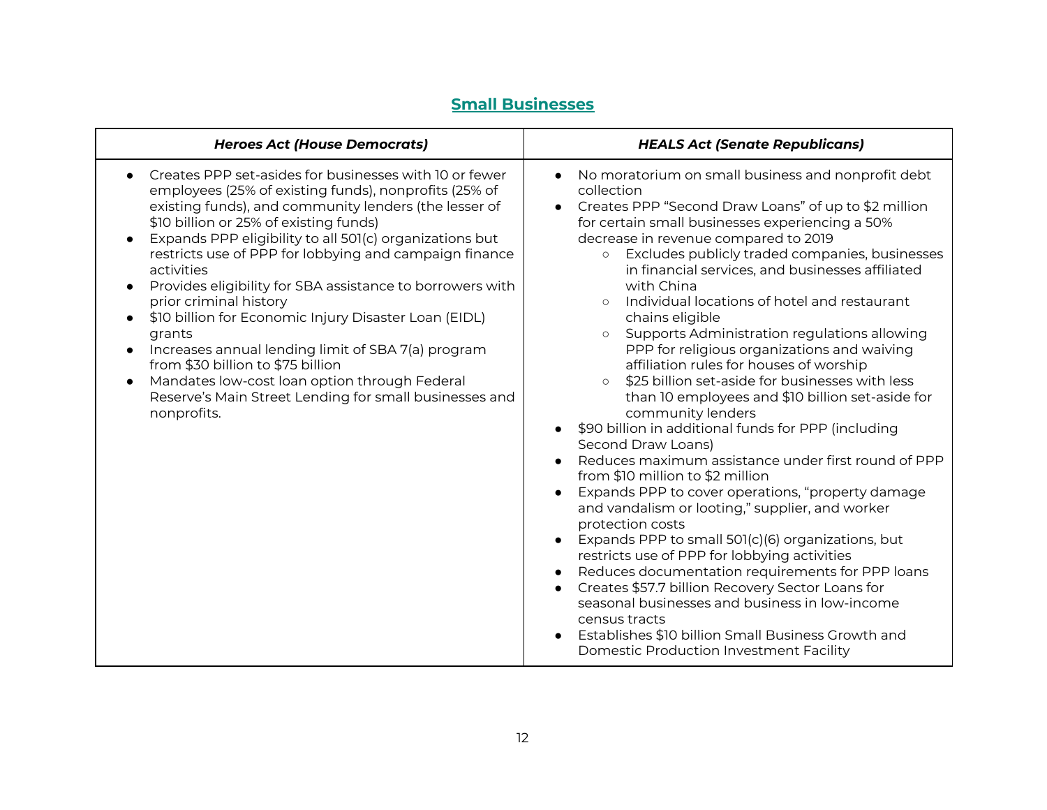## Small Businesses

| *Heroes Act (House Democrats)* | *HEALS Act (Senate Republicans)* |
|---|---|
| • Creates PPP set-asides for businesses with 10 or fewer employees (25% of existing funds), nonprofits (25% of existing funds), and community lenders (the lesser of \$10 billion or 25% of existing funds)<br>• Expands PPP eligibility to all 501(c) organizations but restricts use of PPP for lobbying and campaign finance activities<br>• Provides eligibility for SBA assistance to borrowers with prior criminal history<br>• \$10 billion for Economic Injury Disaster Loan (EIDL) grants<br>• Increases annual lending limit of SBA 7(a) program from \$30 billion to \$75 billion<br>• Mandates low-cost loan option through Federal Reserve's Main Street Lending for small businesses and nonprofits. | • No moratorium on small business and nonprofit debt collection<br>• Creates PPP "Second Draw Loans" of up to \$2 million for certain small businesses experiencing a 50% decrease in revenue compared to 2019<br>&nbsp;&nbsp;&nbsp;&nbsp;○ Excludes publicly traded companies, businesses in financial services, and businesses affiliated with China<br>&nbsp;&nbsp;&nbsp;&nbsp;○ Individual locations of hotel and restaurant chains eligible<br>&nbsp;&nbsp;&nbsp;&nbsp;○ Supports Administration regulations allowing PPP for religious organizations and waiving affiliation rules for houses of worship<br>&nbsp;&nbsp;&nbsp;&nbsp;○ \$25 billion set-aside for businesses with less than 10 employees and \$10 billion set-aside for community lenders<br>• \$90 billion in additional funds for PPP (including Second Draw Loans)<br>• Reduces maximum assistance under first round of PPP from \$10 million to \$2 million<br>• Expands PPP to cover operations, "property damage and vandalism or looting," supplier, and worker protection costs<br>• Expands PPP to small 501(c)(6) organizations, but restricts use of PPP for lobbying activities<br>• Reduces documentation requirements for PPP loans<br>• Creates \$57.7 billion Recovery Sector Loans for seasonal businesses and business in low-income census tracts<br>• Establishes \$10 billion Small Business Growth and Domestic Production Investment Facility |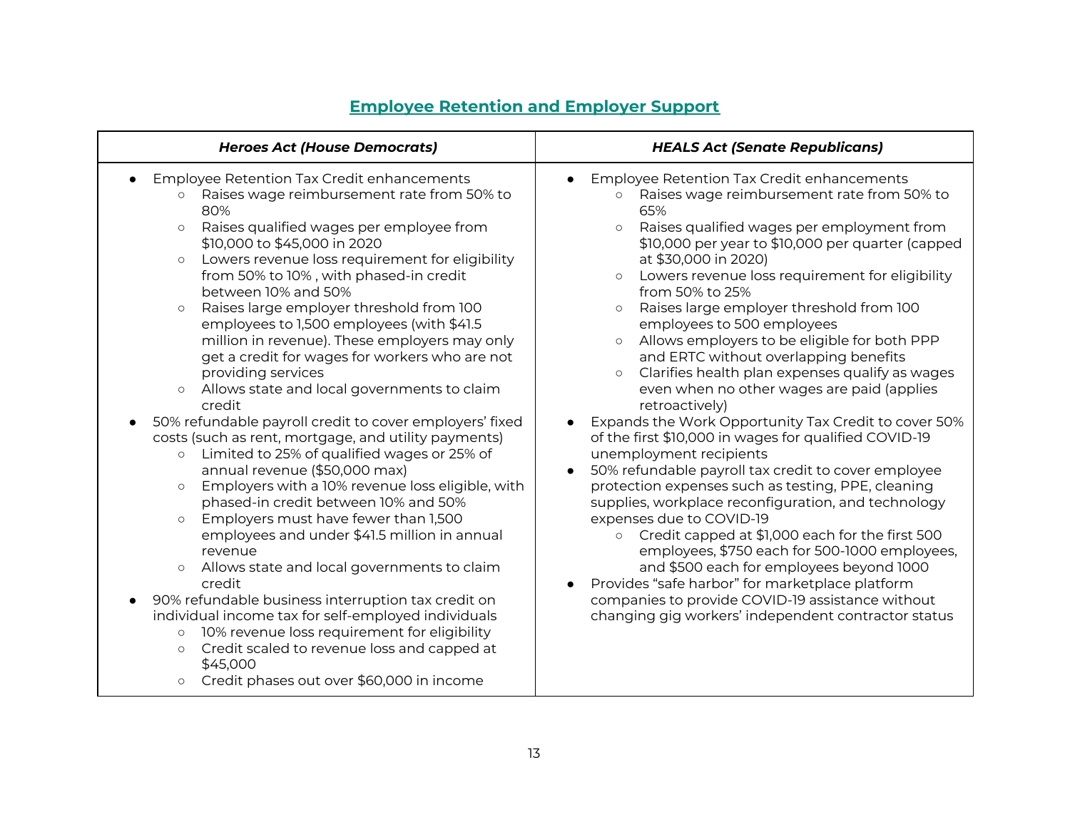## Employee Retention and Employer Support

| *Heroes Act (House Democrats)* | *HEALS Act (Senate Republicans)* |
| --- | --- |
| • Employee Retention Tax Credit enhancements<br>  ○ Raises wage reimbursement rate from 50% to 80%<br>  ○ Raises qualified wages per employee from \$10,000 to \$45,000 in 2020<br>  ○ Lowers revenue loss requirement for eligibility from 50% to 10% , with phased-in credit between 10% and 50%<br>  ○ Raises large employer threshold from 100 employees to 1,500 employees (with \$41.5 million in revenue). These employers may only get a credit for wages for workers who are not providing services<br>  ○ Allows state and local governments to claim credit<br>• 50% refundable payroll credit to cover employers' fixed costs (such as rent, mortgage, and utility payments)<br>  ○ Limited to 25% of qualified wages or 25% of annual revenue (\$50,000 max)<br>  ○ Employers with a 10% revenue loss eligible, with phased-in credit between 10% and 50%<br>  ○ Employers must have fewer than 1,500 employees and under \$41.5 million in annual revenue<br>  ○ Allows state and local governments to claim credit<br>• 90% refundable business interruption tax credit on individual income tax for self-employed individuals<br>  ○ 10% revenue loss requirement for eligibility<br>  ○ Credit scaled to revenue loss and capped at \$45,000<br>  ○ Credit phases out over \$60,000 in income | • Employee Retention Tax Credit enhancements<br>  ○ Raises wage reimbursement rate from 50% to 65%<br>  ○ Raises qualified wages per employment from \$10,000 per year to \$10,000 per quarter (capped at \$30,000 in 2020)<br>  ○ Lowers revenue loss requirement for eligibility from 50% to 25%<br>  ○ Raises large employer threshold from 100 employees to 500 employees<br>  ○ Allows employers to be eligible for both PPP and ERTC without overlapping benefits<br>  ○ Clarifies health plan expenses qualify as wages even when no other wages are paid (applies retroactively)<br>• Expands the Work Opportunity Tax Credit to cover 50% of the first \$10,000 in wages for qualified COVID-19 unemployment recipients<br>• 50% refundable payroll tax credit to cover employee protection expenses such as testing, PPE, cleaning supplies, workplace reconfiguration, and technology expenses due to COVID-19<br>  ○ Credit capped at \$1,000 each for the first 500 employees, \$750 each for 500-1000 employees, and \$500 each for employees beyond 1000<br>• Provides "safe harbor" for marketplace platform companies to provide COVID-19 assistance without changing gig workers' independent contractor status |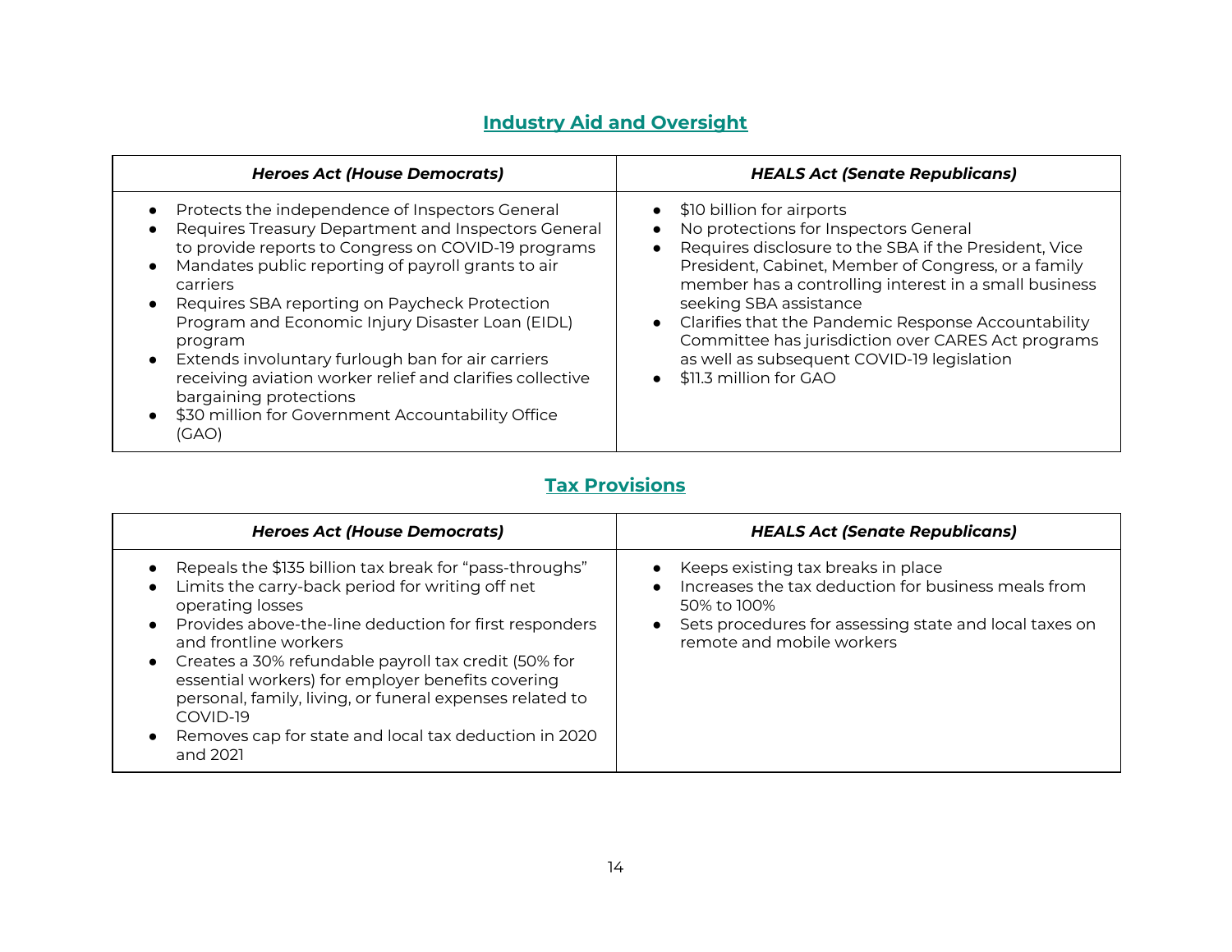## Industry Aid and Oversight

| *Heroes Act (House Democrats)* | *HEALS Act (Senate Republicans)* |
|---|---|
| • Protects the independence of Inspectors General<br>• Requires Treasury Department and Inspectors General to provide reports to Congress on COVID-19 programs<br>• Mandates public reporting of payroll grants to air carriers<br>• Requires SBA reporting on Paycheck Protection Program and Economic Injury Disaster Loan (EIDL) program<br>• Extends involuntary furlough ban for air carriers receiving aviation worker relief and clarifies collective bargaining protections<br>• $30 million for Government Accountability Office (GAO) | • $10 billion for airports<br>• No protections for Inspectors General<br>• Requires disclosure to the SBA if the President, Vice President, Cabinet, Member of Congress, or a family member has a controlling interest in a small business seeking SBA assistance<br>• Clarifies that the Pandemic Response Accountability Committee has jurisdiction over CARES Act programs as well as subsequent COVID-19 legislation<br>• $11.3 million for GAO |

## Tax Provisions

| *Heroes Act (House Democrats)* | *HEALS Act (Senate Republicans)* |
|---|---|
| • Repeals the $135 billion tax break for "pass-throughs"<br>• Limits the carry-back period for writing off net operating losses<br>• Provides above-the-line deduction for first responders and frontline workers<br>• Creates a 30% refundable payroll tax credit (50% for essential workers) for employer benefits covering personal, family, living, or funeral expenses related to COVID-19<br>• Removes cap for state and local tax deduction in 2020 and 2021 | • Keeps existing tax breaks in place<br>• Increases the tax deduction for business meals from 50% to 100%<br>• Sets procedures for assessing state and local taxes on remote and mobile workers |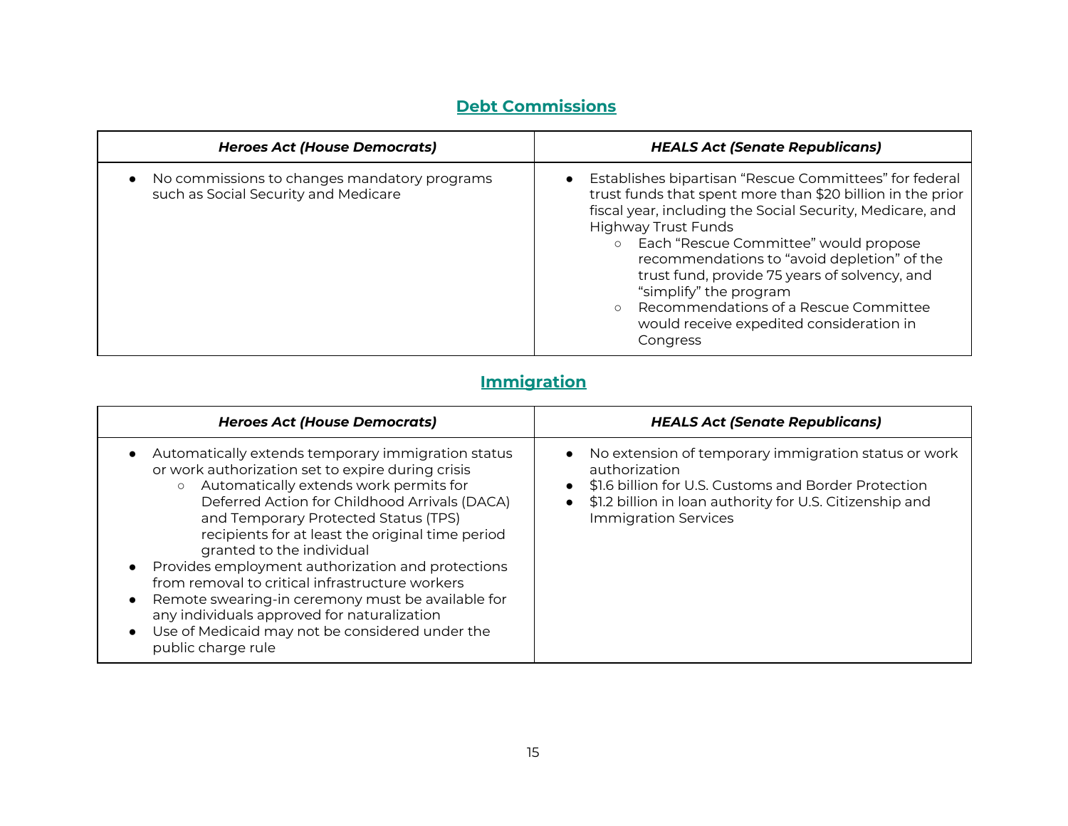## Debt Commissions

| *Heroes Act (House Democrats)* | *HEALS Act (Senate Republicans)* |
|---|---|
| • No commissions to changes mandatory programs such as Social Security and Medicare | • Establishes bipartisan "Rescue Committees" for federal trust funds that spent more than $20 billion in the prior fiscal year, including the Social Security, Medicare, and Highway Trust Funds<br>  ○ Each "Rescue Committee" would propose recommendations to "avoid depletion" of the trust fund, provide 75 years of solvency, and "simplify" the program<br>  ○ Recommendations of a Rescue Committee would receive expedited consideration in Congress |

## Immigration

| *Heroes Act (House Democrats)* | *HEALS Act (Senate Republicans)* |
|---|---|
| • Automatically extends temporary immigration status or work authorization set to expire during crisis<br>  ○ Automatically extends work permits for Deferred Action for Childhood Arrivals (DACA) and Temporary Protected Status (TPS) recipients for at least the original time period granted to the individual<br>• Provides employment authorization and protections from removal to critical infrastructure workers<br>• Remote swearing-in ceremony must be available for any individuals approved for naturalization<br>• Use of Medicaid may not be considered under the public charge rule | • No extension of temporary immigration status or work authorization<br>• $1.6 billion for U.S. Customs and Border Protection<br>• $1.2 billion in loan authority for U.S. Citizenship and Immigration Services |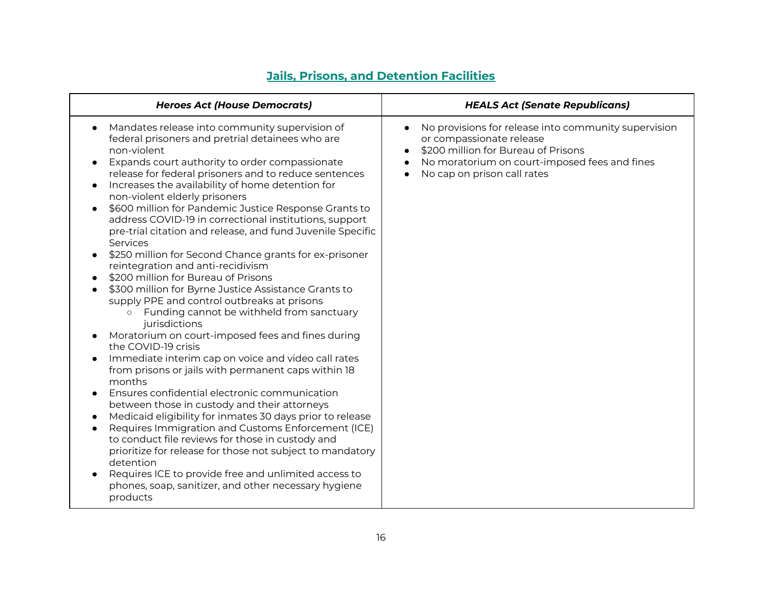## Jails, Prisons, and Detention Facilities

| ***Heroes Act (House Democrats)*** | ***HEALS Act (Senate Republicans)*** |
|---|---|
| • Mandates release into community supervision of federal prisoners and pretrial detainees who are non-violent<br>• Expands court authority to order compassionate release for federal prisoners and to reduce sentences<br>• Increases the availability of home detention for non-violent elderly prisoners<br>• $600 million for Pandemic Justice Response Grants to address COVID-19 in correctional institutions, support pre-trial citation and release, and fund Juvenile Specific Services<br>• $250 million for Second Chance grants for ex-prisoner reintegration and anti-recidivism<br>• $200 million for Bureau of Prisons<br>• $300 million for Byrne Justice Assistance Grants to supply PPE and control outbreaks at prisons<br>&nbsp;&nbsp;&nbsp;&nbsp;○ Funding cannot be withheld from sanctuary jurisdictions<br>• Moratorium on court-imposed fees and fines during the COVID-19 crisis<br>• Immediate interim cap on voice and video call rates from prisons or jails with permanent caps within 18 months<br>• Ensures confidential electronic communication between those in custody and their attorneys<br>• Medicaid eligibility for inmates 30 days prior to release<br>• Requires Immigration and Customs Enforcement (ICE) to conduct file reviews for those in custody and prioritize for release for those not subject to mandatory detention<br>• Requires ICE to provide free and unlimited access to phones, soap, sanitizer, and other necessary hygiene products | • No provisions for release into community supervision or compassionate release<br>• $200 million for Bureau of Prisons<br>• No moratorium on court-imposed fees and fines<br>• No cap on prison call rates |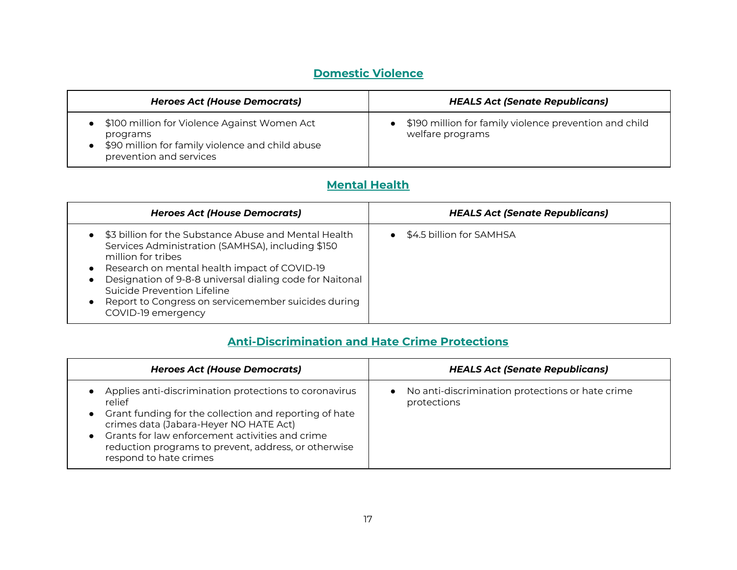## Domestic Violence

| *Heroes Act (House Democrats)* | *HEALS Act (Senate Republicans)* |
|---|---|
| • $100 million for Violence Against Women Act programs<br>• $90 million for family violence and child abuse prevention and services | • $190 million for family violence prevention and child welfare programs |

## Mental Health

| *Heroes Act (House Democrats)* | *HEALS Act (Senate Republicans)* |
|---|---|
| • $3 billion for the Substance Abuse and Mental Health Services Administration (SAMHSA), including $150 million for tribes<br>• Research on mental health impact of COVID-19<br>• Designation of 9-8-8 universal dialing code for Naitonal Suicide Prevention Lifeline<br>• Report to Congress on servicemember suicides during COVID-19 emergency | • $4.5 billion for SAMHSA |

## Anti-Discrimination and Hate Crime Protections

| *Heroes Act (House Democrats)* | *HEALS Act (Senate Republicans)* |
|---|---|
| • Applies anti-discrimination protections to coronavirus relief<br>• Grant funding for the collection and reporting of hate crimes data (Jabara-Heyer NO HATE Act)<br>• Grants for law enforcement activities and crime reduction programs to prevent, address, or otherwise respond to hate crimes | • No anti-discrimination protections or hate crime protections |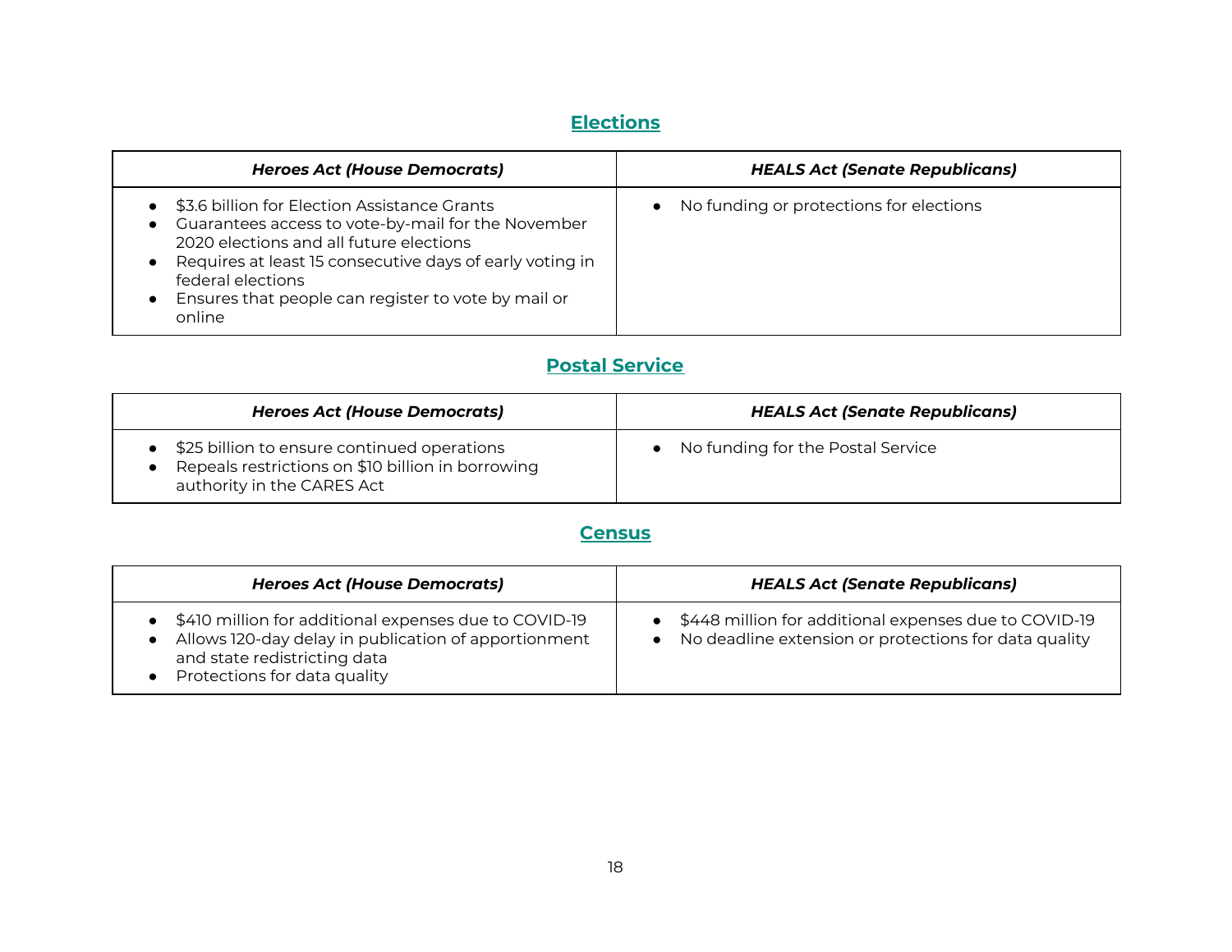## Elections

| *Heroes Act (House Democrats)* | *HEALS Act (Senate Republicans)* |
|---|---|
| • $3.6 billion for Election Assistance Grants<br>• Guarantees access to vote-by-mail for the November 2020 elections and all future elections<br>• Requires at least 15 consecutive days of early voting in federal elections<br>• Ensures that people can register to vote by mail or online | • No funding or protections for elections |

## Postal Service

| *Heroes Act (House Democrats)* | *HEALS Act (Senate Republicans)* |
|---|---|
| • $25 billion to ensure continued operations<br>• Repeals restrictions on $10 billion in borrowing authority in the CARES Act | • No funding for the Postal Service |

## Census

| *Heroes Act (House Democrats)* | *HEALS Act (Senate Republicans)* |
|---|---|
| • $410 million for additional expenses due to COVID-19<br>• Allows 120-day delay in publication of apportionment and state redistricting data<br>• Protections for data quality | • $448 million for additional expenses due to COVID-19<br>• No deadline extension or protections for data quality |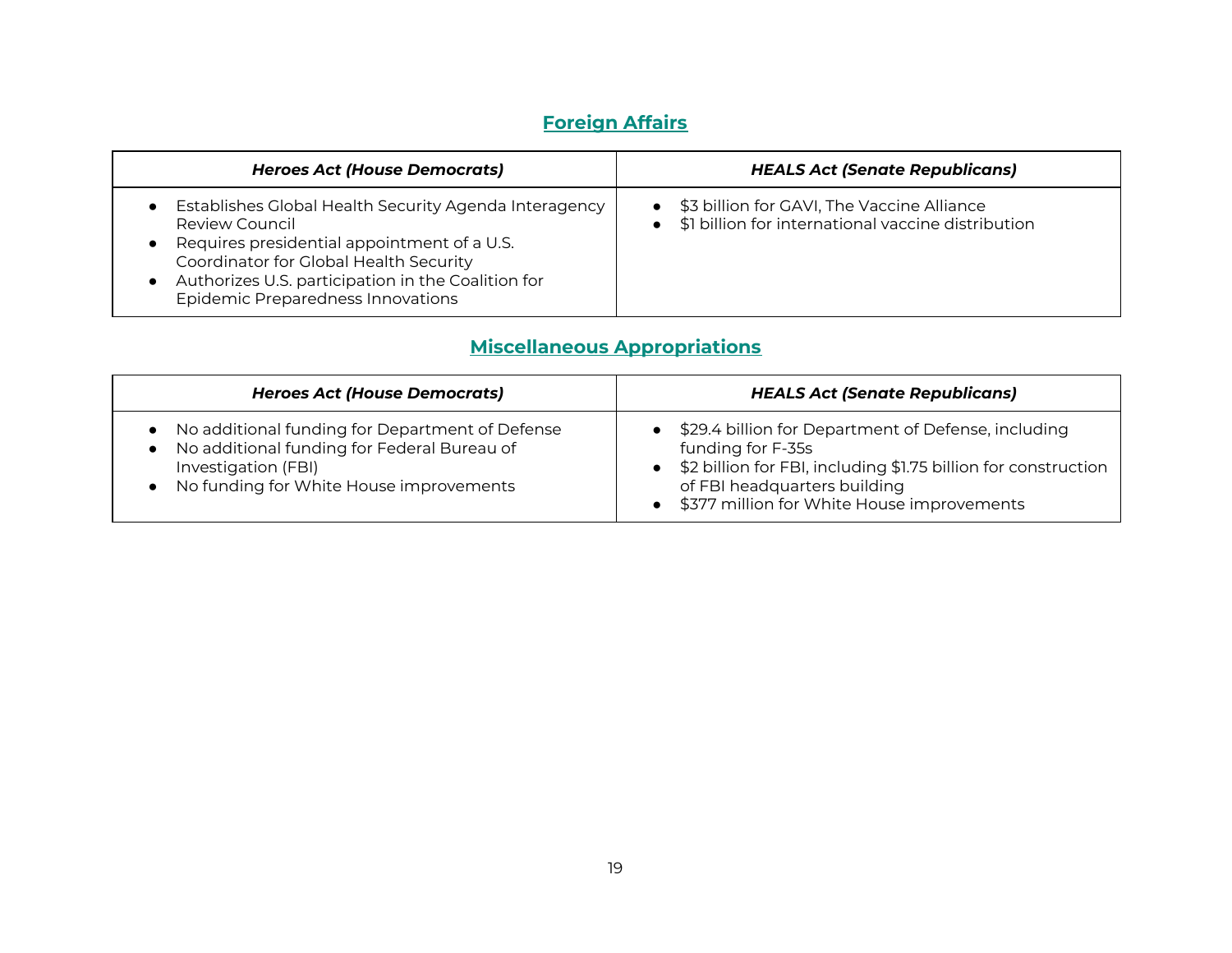## Foreign Affairs

| *Heroes Act (House Democrats)* | *HEALS Act (Senate Republicans)* |
|---|---|
| • Establishes Global Health Security Agenda Interagency Review Council<br>• Requires presidential appointment of a U.S. Coordinator for Global Health Security<br>• Authorizes U.S. participation in the Coalition for Epidemic Preparedness Innovations | • $3 billion for GAVI, The Vaccine Alliance<br>• $1 billion for international vaccine distribution |

## Miscellaneous Appropriations

| *Heroes Act (House Democrats)* | *HEALS Act (Senate Republicans)* |
|---|---|
| • No additional funding for Department of Defense<br>• No additional funding for Federal Bureau of Investigation (FBI)<br>• No funding for White House improvements | • $29.4 billion for Department of Defense, including funding for F-35s<br>• $2 billion for FBI, including $1.75 billion for construction of FBI headquarters building<br>• $377 million for White House improvements |